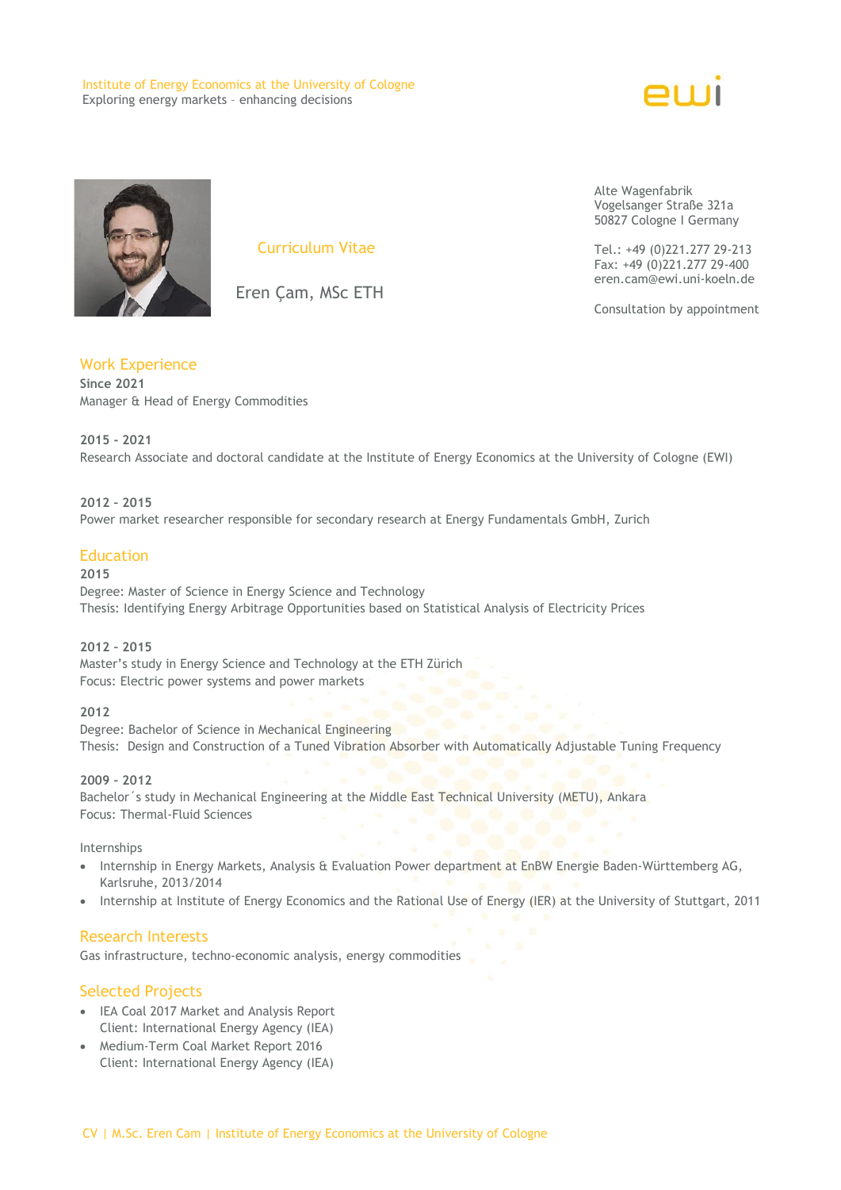Institute of Energy Economics at the University of Cologne
Exploring energy markets – enhancing decisions

# Curriculum Vitae

Eren Çam, MSc ETH

Alte Wagenfabrik
Vogelsanger Straße 321a
50827 Cologne I Germany

Tel.: +49 (0)221.277 29-213
Fax: +49 (0)221.277 29-400
eren.cam@ewi.uni-koeln.de

Consultation by appointment

## Work Experience

**Since 2021**
Manager & Head of Energy Commodities

**2015 - 2021**
Research Associate and doctoral candidate at the Institute of Energy Economics at the University of Cologne (EWI)

**2012 - 2015**
Power market researcher responsible for secondary research at Energy Fundamentals GmbH, Zurich

## Education

**2015**
Degree: Master of Science in Energy Science and Technology
Thesis: Identifying Energy Arbitrage Opportunities based on Statistical Analysis of Electricity Prices

**2012 - 2015**
Master's study in Energy Science and Technology at the ETH Zürich
Focus: Electric power systems and power markets

**2012**
Degree: Bachelor of Science in Mechanical Engineering
Thesis: Design and Construction of a Tuned Vibration Absorber with Automatically Adjustable Tuning Frequency

**2009 - 2012**
Bachelor´s study in Mechanical Engineering at the Middle East Technical University (METU), Ankara
Focus: Thermal-Fluid Sciences

Internships

- Internship in Energy Markets, Analysis & Evaluation Power department at EnBW Energie Baden-Württemberg AG, Karlsruhe, 2013/2014
- Internship at Institute of Energy Economics and the Rational Use of Energy (IER) at the University of Stuttgart, 2011

## Research Interests

Gas infrastructure, techno-economic analysis, energy commodities

## Selected Projects

- IEA Coal 2017 Market and Analysis Report
  Client: International Energy Agency (IEA)
- Medium-Term Coal Market Report 2016
  Client: International Energy Agency (IEA)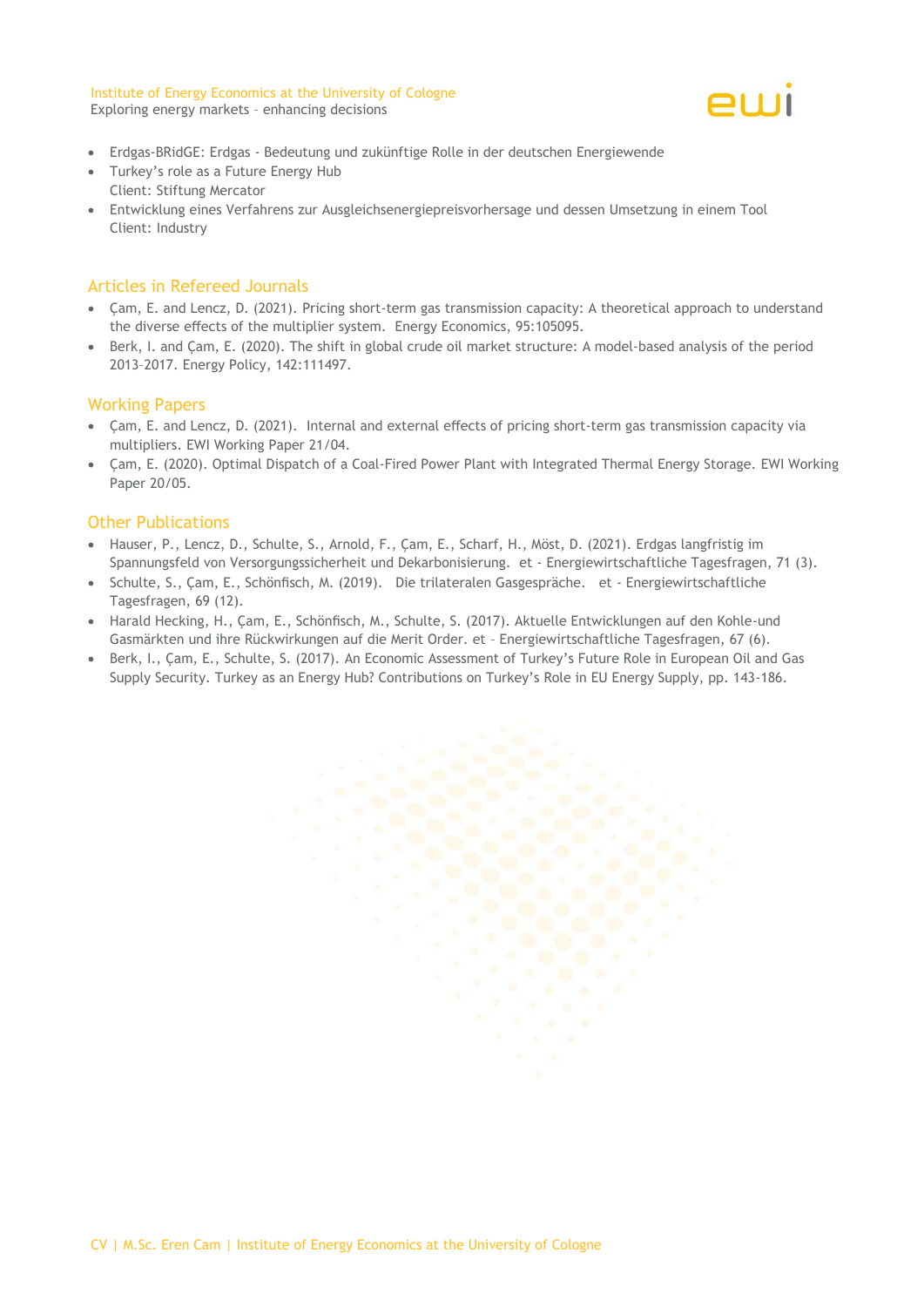- Erdgas-BRidGE: Erdgas - Bedeutung und zukünftige Rolle in der deutschen Energiewende
- Turkey's role as a Future Energy Hub
  Client: Stiftung Mercator
- Entwicklung eines Verfahrens zur Ausgleichsenergiepreisvorhersage und dessen Umsetzung in einem Tool
  Client: Industry

## Articles in Refereed Journals

- Çam, E. and Lencz, D. (2021). Pricing short-term gas transmission capacity: A theoretical approach to understand the diverse effects of the multiplier system. Energy Economics, 95:105095.
- Berk, I. and Çam, E. (2020). The shift in global crude oil market structure: A model-based analysis of the period 2013–2017. Energy Policy, 142:111497.

## Working Papers

- Çam, E. and Lencz, D. (2021). Internal and external effects of pricing short-term gas transmission capacity via multipliers. EWI Working Paper 21/04.
- Çam, E. (2020). Optimal Dispatch of a Coal-Fired Power Plant with Integrated Thermal Energy Storage. EWI Working Paper 20/05.

## Other Publications

- Hauser, P., Lencz, D., Schulte, S., Arnold, F., Çam, E., Scharf, H., Möst, D. (2021). Erdgas langfristig im Spannungsfeld von Versorgungssicherheit und Dekarbonisierung. et - Energiewirtschaftliche Tagesfragen, 71 (3).
- Schulte, S., Çam, E., Schönfisch, M. (2019). Die trilateralen Gasgespräche. et - Energiewirtschaftliche Tagesfragen, 69 (12).
- Harald Hecking, H., Çam, E., Schönfisch, M., Schulte, S. (2017). Aktuelle Entwicklungen auf den Kohle-und Gasmärkten und ihre Rückwirkungen auf die Merit Order. et – Energiewirtschaftliche Tagesfragen, 67 (6).
- Berk, I., Çam, E., Schulte, S. (2017). An Economic Assessment of Turkey's Future Role in European Oil and Gas Supply Security. Turkey as an Energy Hub? Contributions on Turkey's Role in EU Energy Supply, pp. 143-186.